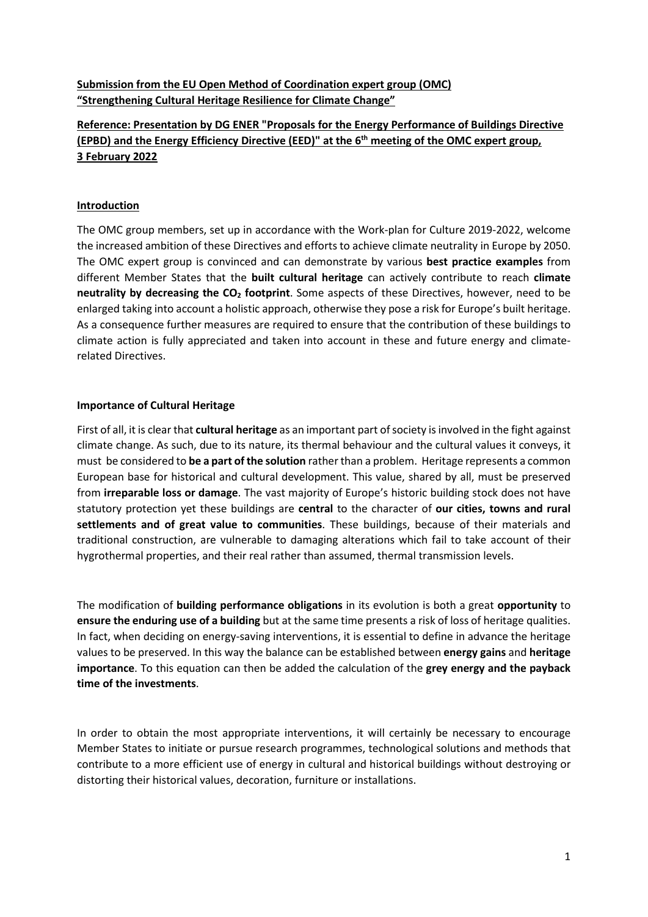**Submission from the EU Open Method of Coordination expert group (OMC) "Strengthening Cultural Heritage Resilience for Climate Change"**

**Reference: Presentation by DG ENER "Proposals for the Energy Performance of Buildings Directive (EPBD) and the Energy Efficiency Directive (EED)" at the 6th meeting of the OMC expert group, 3 February 2022**

## Introduction

The OMC group members, set up in accordance with the Work-plan for Culture 2019-2022, welcome the increased ambition of these Directives and efforts to achieve climate neutrality in Europe by 2050. The OMC expert group is convinced and can demonstrate by various **best practice examples** from different Member States that the **built cultural heritage** can actively contribute to reach **climate neutrality by decreasing the $CO_2$ footprint**. Some aspects of these Directives, however, need to be enlarged taking into account a holistic approach, otherwise they pose a risk for Europe's built heritage. As a consequence further measures are required to ensure that the contribution of these buildings to climate action is fully appreciated and taken into account in these and future energy and climate-related Directives.

## Importance of Cultural Heritage

First of all, it is clear that **cultural heritage** as an important part of society is involved in the fight against climate change. As such, due to its nature, its thermal behaviour and the cultural values it conveys, it must be considered to **be a part of the solution** rather than a problem. Heritage represents a common European base for historical and cultural development. This value, shared by all, must be preserved from **irreparable loss or damage**. The vast majority of Europe's historic building stock does not have statutory protection yet these buildings are **central** to the character of **our cities, towns and rural settlements and of great value to communities**. These buildings, because of their materials and traditional construction, are vulnerable to damaging alterations which fail to take account of their hygrothermal properties, and their real rather than assumed, thermal transmission levels.

The modification of **building performance obligations** in its evolution is both a great **opportunity** to **ensure the enduring use of a building** but at the same time presents a risk of loss of heritage qualities. In fact, when deciding on energy-saving interventions, it is essential to define in advance the heritage values to be preserved. In this way the balance can be established between **energy gains** and **heritage importance**. To this equation can then be added the calculation of the **grey energy and the payback time of the investments**.

In order to obtain the most appropriate interventions, it will certainly be necessary to encourage Member States to initiate or pursue research programmes, technological solutions and methods that contribute to a more efficient use of energy in cultural and historical buildings without destroying or distorting their historical values, decoration, furniture or installations.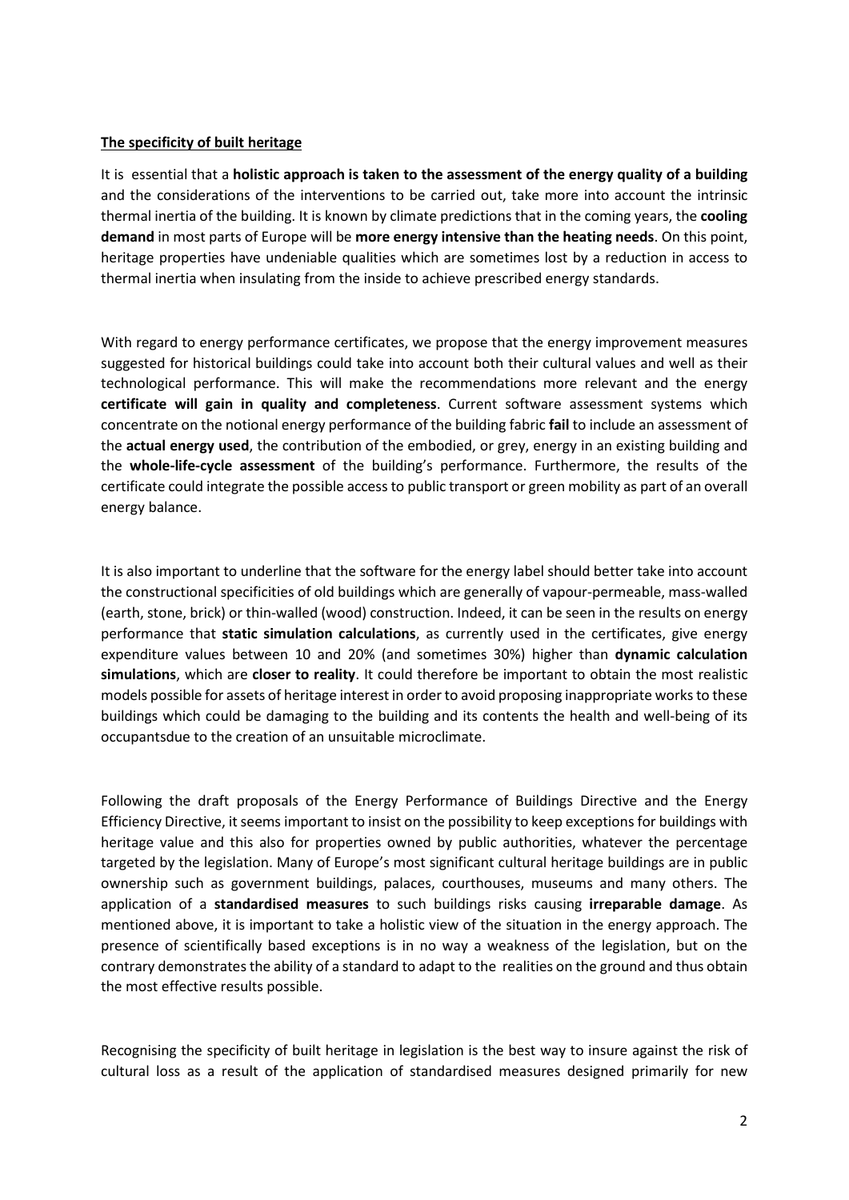**The specificity of built heritage**

It is essential that a **holistic approach is taken to the assessment of the energy quality of a building** and the considerations of the interventions to be carried out, take more into account the intrinsic thermal inertia of the building. It is known by climate predictions that in the coming years, the **cooling demand** in most parts of Europe will be **more energy intensive than the heating needs**. On this point, heritage properties have undeniable qualities which are sometimes lost by a reduction in access to thermal inertia when insulating from the inside to achieve prescribed energy standards.

With regard to energy performance certificates, we propose that the energy improvement measures suggested for historical buildings could take into account both their cultural values and well as their technological performance. This will make the recommendations more relevant and the energy **certificate will gain in quality and completeness**. Current software assessment systems which concentrate on the notional energy performance of the building fabric **fail** to include an assessment of the **actual energy used**, the contribution of the embodied, or grey, energy in an existing building and the **whole-life-cycle assessment** of the building's performance. Furthermore, the results of the certificate could integrate the possible access to public transport or green mobility as part of an overall energy balance.

It is also important to underline that the software for the energy label should better take into account the constructional specificities of old buildings which are generally of vapour-permeable, mass-walled (earth, stone, brick) or thin-walled (wood) construction. Indeed, it can be seen in the results on energy performance that **static simulation calculations**, as currently used in the certificates, give energy expenditure values between 10 and 20% (and sometimes 30%) higher than **dynamic calculation simulations**, which are **closer to reality**. It could therefore be important to obtain the most realistic models possible for assets of heritage interest in order to avoid proposing inappropriate works to these buildings which could be damaging to the building and its contents the health and well-being of its occupantsdue to the creation of an unsuitable microclimate.

Following the draft proposals of the Energy Performance of Buildings Directive and the Energy Efficiency Directive, it seems important to insist on the possibility to keep exceptions for buildings with heritage value and this also for properties owned by public authorities, whatever the percentage targeted by the legislation. Many of Europe's most significant cultural heritage buildings are in public ownership such as government buildings, palaces, courthouses, museums and many others. The application of a **standardised measures** to such buildings risks causing **irreparable damage**. As mentioned above, it is important to take a holistic view of the situation in the energy approach. The presence of scientifically based exceptions is in no way a weakness of the legislation, but on the contrary demonstrates the ability of a standard to adapt to the realities on the ground and thus obtain the most effective results possible.

Recognising the specificity of built heritage in legislation is the best way to insure against the risk of cultural loss as a result of the application of standardised measures designed primarily for new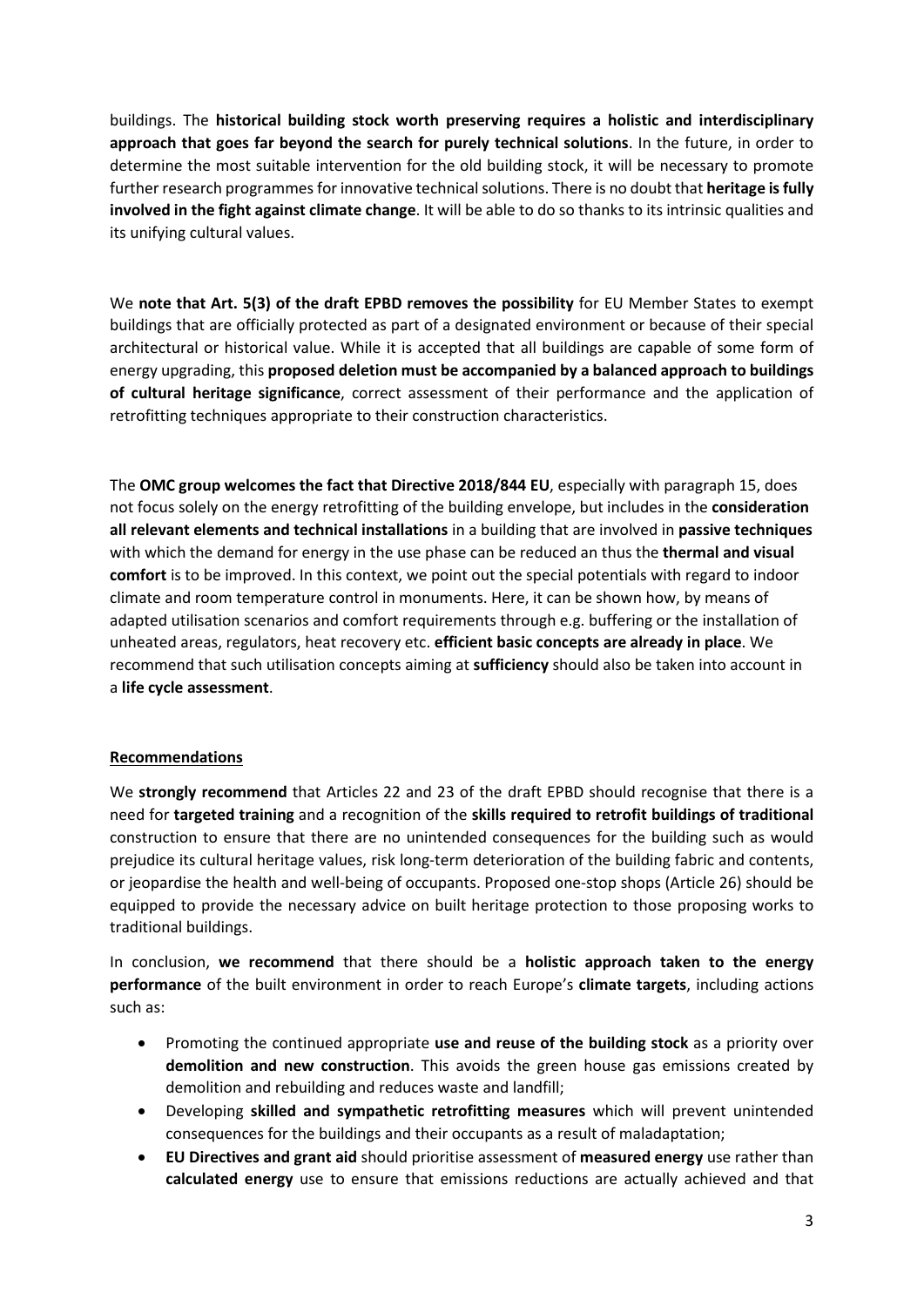buildings. The **historical building stock worth preserving requires a holistic and interdisciplinary approach that goes far beyond the search for purely technical solutions**. In the future, in order to determine the most suitable intervention for the old building stock, it will be necessary to promote further research programmes for innovative technical solutions. There is no doubt that **heritage is fully involved in the fight against climate change**. It will be able to do so thanks to its intrinsic qualities and its unifying cultural values.

We **note that Art. 5(3) of the draft EPBD removes the possibility** for EU Member States to exempt buildings that are officially protected as part of a designated environment or because of their special architectural or historical value. While it is accepted that all buildings are capable of some form of energy upgrading, this **proposed deletion must be accompanied by a balanced approach to buildings of cultural heritage significance**, correct assessment of their performance and the application of retrofitting techniques appropriate to their construction characteristics.

The **OMC group welcomes the fact that Directive 2018/844 EU**, especially with paragraph 15, does not focus solely on the energy retrofitting of the building envelope, but includes in the **consideration all relevant elements and technical installations** in a building that are involved in **passive techniques** with which the demand for energy in the use phase can be reduced an thus the **thermal and visual comfort** is to be improved. In this context, we point out the special potentials with regard to indoor climate and room temperature control in monuments. Here, it can be shown how, by means of adapted utilisation scenarios and comfort requirements through e.g. buffering or the installation of unheated areas, regulators, heat recovery etc. **efficient basic concepts are already in place**. We recommend that such utilisation concepts aiming at **sufficiency** should also be taken into account in a **life cycle assessment**.

## Recommendations

We **strongly recommend** that Articles 22 and 23 of the draft EPBD should recognise that there is a need for **targeted training** and a recognition of the **skills required to retrofit buildings of traditional** construction to ensure that there are no unintended consequences for the building such as would prejudice its cultural heritage values, risk long-term deterioration of the building fabric and contents, or jeopardise the health and well-being of occupants. Proposed one-stop shops (Article 26) should be equipped to provide the necessary advice on built heritage protection to those proposing works to traditional buildings.

In conclusion, **we recommend** that there should be a **holistic approach taken to the energy performance** of the built environment in order to reach Europe's **climate targets**, including actions such as:

- Promoting the continued appropriate **use and reuse of the building stock** as a priority over **demolition and new construction**. This avoids the green house gas emissions created by demolition and rebuilding and reduces waste and landfill;
- Developing **skilled and sympathetic retrofitting measures** which will prevent unintended consequences for the buildings and their occupants as a result of maladaptation;
- **EU Directives and grant aid** should prioritise assessment of **measured energy** use rather than **calculated energy** use to ensure that emissions reductions are actually achieved and that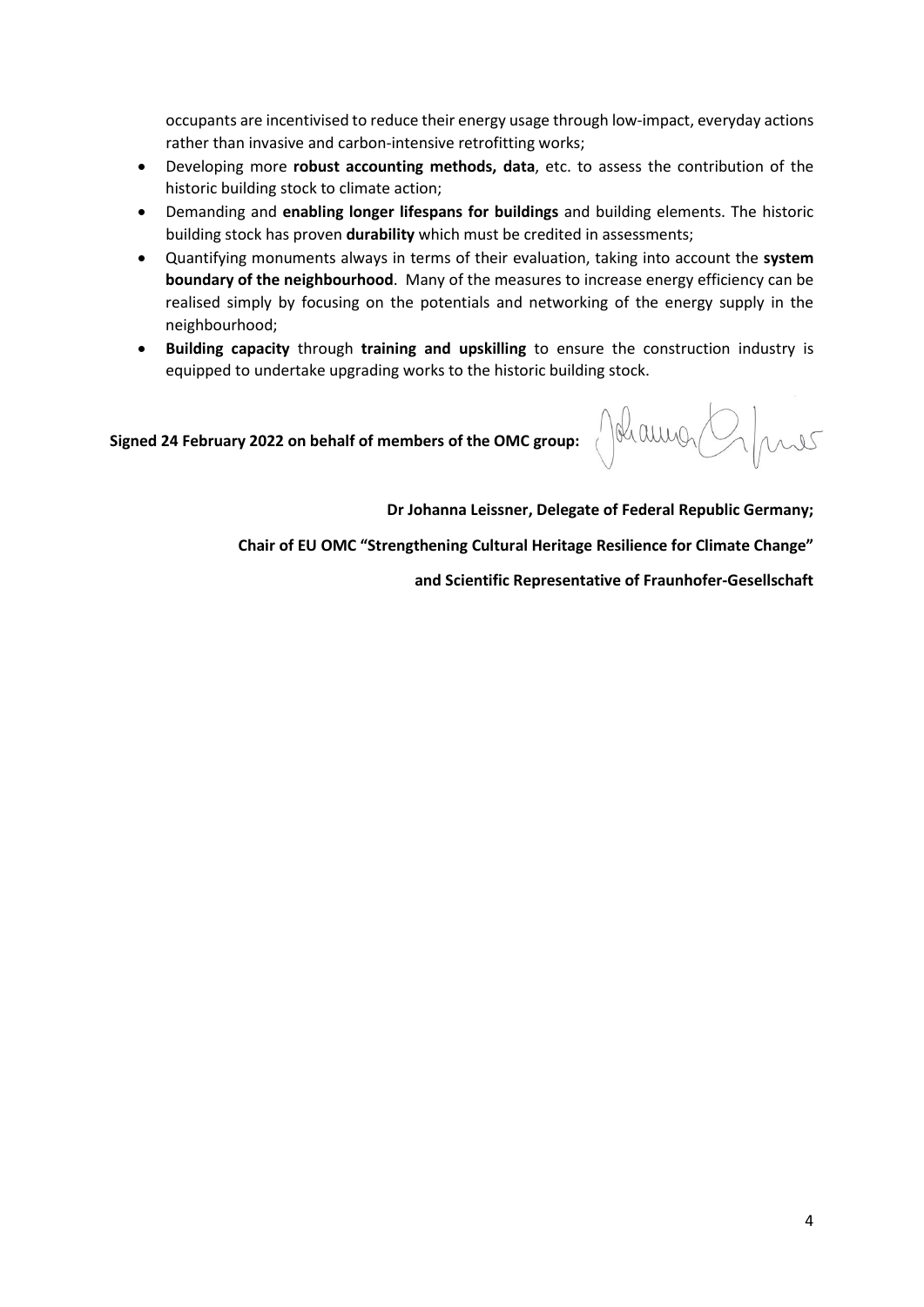occupants are incentivised to reduce their energy usage through low-impact, everyday actions rather than invasive and carbon-intensive retrofitting works;

- Developing more **robust accounting methods, data**, etc. to assess the contribution of the historic building stock to climate action;
- Demanding and **enabling longer lifespans for buildings** and building elements. The historic building stock has proven **durability** which must be credited in assessments;
- Quantifying monuments always in terms of their evaluation, taking into account the **system boundary of the neighbourhood**. Many of the measures to increase energy efficiency can be realised simply by focusing on the potentials and networking of the energy supply in the neighbourhood;
- **Building capacity** through **training and upskilling** to ensure the construction industry is equipped to undertake upgrading works to the historic building stock.

**Signed 24 February 2022 on behalf of members of the OMC group:**

**Dr Johanna Leissner, Delegate of Federal Republic Germany;**

**Chair of EU OMC "Strengthening Cultural Heritage Resilience for Climate Change"**

**and Scientific Representative of Fraunhofer-Gesellschaft**